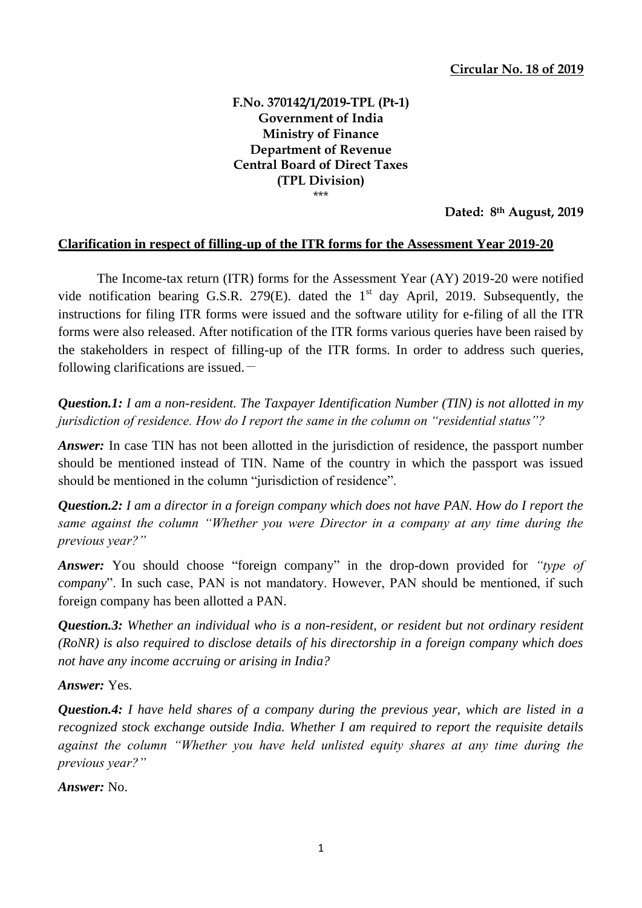**Circular No. 18 of 2019**

**F.No. 370142/1/2019-TPL (Pt-1)**
**Government of India**
**Ministry of Finance**
**Department of Revenue**
**Central Board of Direct Taxes**
**(TPL Division)**

\*\*\*

**Dated: 8th August, 2019**

**Clarification in respect of filling-up of the ITR forms for the Assessment Year 2019-20**

The Income-tax return (ITR) forms for the Assessment Year (AY) 2019-20 were notified vide notification bearing G.S.R. 279(E). dated the 1st day April, 2019. Subsequently, the instructions for filing ITR forms were issued and the software utility for e-filing of all the ITR forms were also released. After notification of the ITR forms various queries have been raised by the stakeholders in respect of filling-up of the ITR forms. In order to address such queries, following clarifications are issued. –

***Question.1:*** *I am a non-resident. The Taxpayer Identification Number (TIN) is not allotted in my jurisdiction of residence. How do I report the same in the column on "residential status"?*

***Answer:*** In case TIN has not been allotted in the jurisdiction of residence, the passport number should be mentioned instead of TIN. Name of the country in which the passport was issued should be mentioned in the column "jurisdiction of residence".

***Question.2:*** *I am a director in a foreign company which does not have PAN. How do I report the same against the column "Whether you were Director in a company at any time during the previous year?"*

***Answer:*** You should choose "foreign company" in the drop-down provided for *"type of company*". In such case, PAN is not mandatory. However, PAN should be mentioned, if such foreign company has been allotted a PAN.

***Question.3:*** *Whether an individual who is a non-resident, or resident but not ordinary resident (RoNR) is also required to disclose details of his directorship in a foreign company which does not have any income accruing or arising in India?*

***Answer:*** Yes.

***Question.4:*** *I have held shares of a company during the previous year, which are listed in a recognized stock exchange outside India. Whether I am required to report the requisite details against the column "Whether you have held unlisted equity shares at any time during the previous year?"*

***Answer:*** No.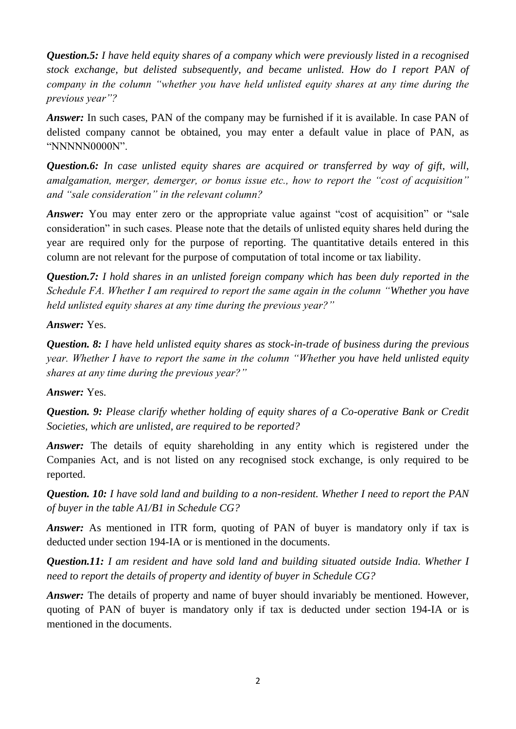***Question.5:*** *I have held equity shares of a company which were previously listed in a recognised stock exchange, but delisted subsequently, and became unlisted. How do I report PAN of company in the column "whether you have held unlisted equity shares at any time during the previous year"?*

***Answer:*** In such cases, PAN of the company may be furnished if it is available. In case PAN of delisted company cannot be obtained, you may enter a default value in place of PAN, as "NNNNN0000N".

***Question.6:*** *In case unlisted equity shares are acquired or transferred by way of gift, will, amalgamation, merger, demerger, or bonus issue etc., how to report the "cost of acquisition" and "sale consideration" in the relevant column?*

***Answer:*** You may enter zero or the appropriate value against "cost of acquisition" or "sale consideration" in such cases. Please note that the details of unlisted equity shares held during the year are required only for the purpose of reporting. The quantitative details entered in this column are not relevant for the purpose of computation of total income or tax liability.

***Question.7:*** *I hold shares in an unlisted foreign company which has been duly reported in the Schedule FA. Whether I am required to report the same again in the column "Whether you have held unlisted equity shares at any time during the previous year?"*

***Answer:*** Yes.

***Question. 8:*** *I have held unlisted equity shares as stock-in-trade of business during the previous year. Whether I have to report the same in the column "Whether you have held unlisted equity shares at any time during the previous year?"*

***Answer:*** Yes.

***Question. 9:*** *Please clarify whether holding of equity shares of a Co-operative Bank or Credit Societies, which are unlisted, are required to be reported?*

***Answer:*** The details of equity shareholding in any entity which is registered under the Companies Act, and is not listed on any recognised stock exchange, is only required to be reported.

***Question. 10:*** *I have sold land and building to a non-resident. Whether I need to report the PAN of buyer in the table A1/B1 in Schedule CG?*

***Answer:*** As mentioned in ITR form, quoting of PAN of buyer is mandatory only if tax is deducted under section 194-IA or is mentioned in the documents.

***Question.11:*** *I am resident and have sold land and building situated outside India. Whether I need to report the details of property and identity of buyer in Schedule CG?*

***Answer:*** The details of property and name of buyer should invariably be mentioned. However, quoting of PAN of buyer is mandatory only if tax is deducted under section 194-IA or is mentioned in the documents.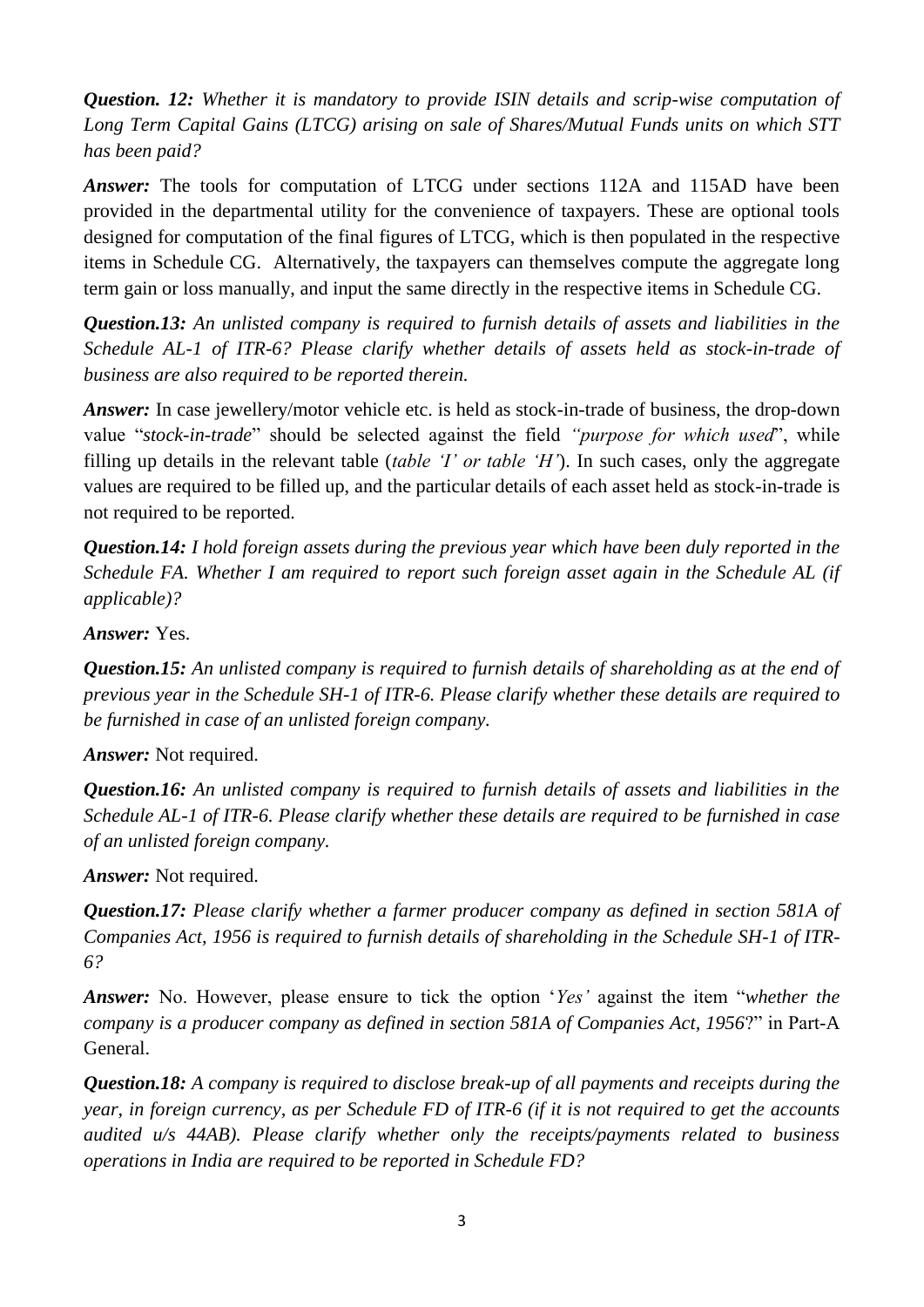***Question. 12:*** *Whether it is mandatory to provide ISIN details and scrip-wise computation of Long Term Capital Gains (LTCG) arising on sale of Shares/Mutual Funds units on which STT has been paid?*

***Answer:*** The tools for computation of LTCG under sections 112A and 115AD have been provided in the departmental utility for the convenience of taxpayers. These are optional tools designed for computation of the final figures of LTCG, which is then populated in the respective items in Schedule CG. Alternatively, the taxpayers can themselves compute the aggregate long term gain or loss manually, and input the same directly in the respective items in Schedule CG.

***Question.13:*** *An unlisted company is required to furnish details of assets and liabilities in the Schedule AL-1 of ITR-6? Please clarify whether details of assets held as stock-in-trade of business are also required to be reported therein.*

***Answer:*** In case jewellery/motor vehicle etc. is held as stock-in-trade of business, the drop-down value "*stock-in-trade*" should be selected against the field *"purpose for which used*", while filling up details in the relevant table (*table 'I' or table 'H'*). In such cases, only the aggregate values are required to be filled up, and the particular details of each asset held as stock-in-trade is not required to be reported.

***Question.14:*** *I hold foreign assets during the previous year which have been duly reported in the Schedule FA. Whether I am required to report such foreign asset again in the Schedule AL (if applicable)?*

***Answer:*** Yes.

***Question.15:*** *An unlisted company is required to furnish details of shareholding as at the end of previous year in the Schedule SH-1 of ITR-6. Please clarify whether these details are required to be furnished in case of an unlisted foreign company.*

***Answer:*** Not required.

***Question.16:*** *An unlisted company is required to furnish details of assets and liabilities in the Schedule AL-1 of ITR-6. Please clarify whether these details are required to be furnished in case of an unlisted foreign company.*

***Answer:*** Not required.

***Question.17:*** *Please clarify whether a farmer producer company as defined in section 581A of Companies Act, 1956 is required to furnish details of shareholding in the Schedule SH-1 of ITR-6?*

***Answer:*** No. However, please ensure to tick the option '*Yes'* against the item "*whether the company is a producer company as defined in section 581A of Companies Act, 1956*?" in Part-A General.

***Question.18:*** *A company is required to disclose break-up of all payments and receipts during the year, in foreign currency, as per Schedule FD of ITR-6 (if it is not required to get the accounts audited u/s 44AB). Please clarify whether only the receipts/payments related to business operations in India are required to be reported in Schedule FD?*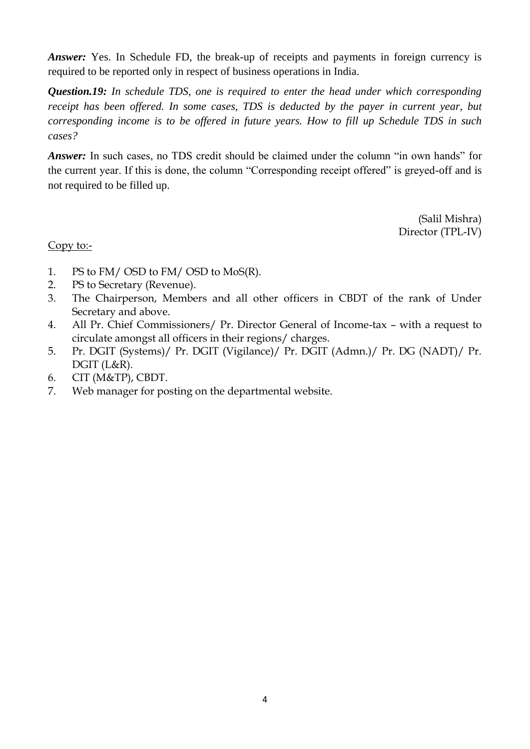***Answer:*** Yes. In Schedule FD, the break-up of receipts and payments in foreign currency is required to be reported only in respect of business operations in India.

***Question.19:*** *In schedule TDS, one is required to enter the head under which corresponding receipt has been offered. In some cases, TDS is deducted by the payer in current year, but corresponding income is to be offered in future years. How to fill up Schedule TDS in such cases?*

***Answer:*** In such cases, no TDS credit should be claimed under the column "in own hands" for the current year. If this is done, the column "Corresponding receipt offered" is greyed-off and is not required to be filled up.

(Salil Mishra)
Director (TPL-IV)

Copy to:-

1. PS to FM/ OSD to FM/ OSD to MoS(R).
2. PS to Secretary (Revenue).
3. The Chairperson, Members and all other officers in CBDT of the rank of Under Secretary and above.
4. All Pr. Chief Commissioners/ Pr. Director General of Income-tax – with a request to circulate amongst all officers in their regions/ charges.
5. Pr. DGIT (Systems)/ Pr. DGIT (Vigilance)/ Pr. DGIT (Admn.)/ Pr. DG (NADT)/ Pr. DGIT (L&R).
6. CIT (M&TP), CBDT.
7. Web manager for posting on the departmental website.